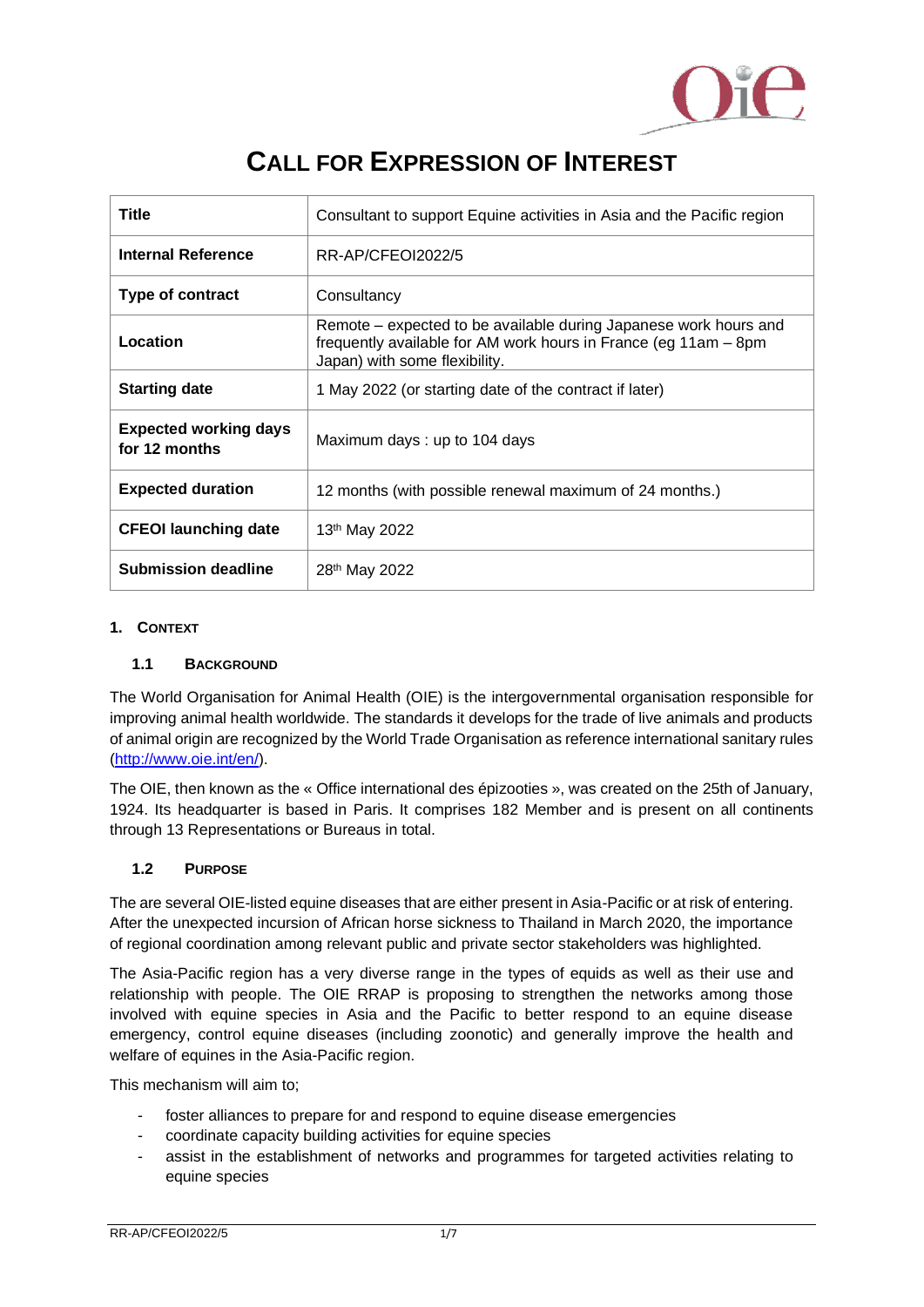# CALL FOR EXPRESSION OF INTEREST

| Title | Consultant to support Equine activities in Asia and the Pacific region |
|---|---|
| **Internal Reference** | RR-AP/CFEOI2022/5 |
| **Type of contract** | Consultancy |
| **Location** | Remote – expected to be available during Japanese work hours and frequently available for AM work hours in France (eg 11am – 8pm Japan) with some flexibility. |
| **Starting date** | 1 May 2022 (or starting date of the contract if later) |
| **Expected working days for 12 months** | Maximum days : up to 104 days |
| **Expected duration** | 12 months (with possible renewal maximum of 24 months.) |
| **CFEOI launching date** | 13th May 2022 |
| **Submission deadline** | 28th May 2022 |

## 1. CONTEXT

### 1.1 BACKGROUND

The World Organisation for Animal Health (OIE) is the intergovernmental organisation responsible for improving animal health worldwide. The standards it develops for the trade of live animals and products of animal origin are recognized by the World Trade Organisation as reference international sanitary rules (http://www.oie.int/en/).

The OIE, then known as the « Office international des épizooties », was created on the 25th of January, 1924. Its headquarter is based in Paris. It comprises 182 Member and is present on all continents through 13 Representations or Bureaus in total.

### 1.2 PURPOSE

The are several OIE-listed equine diseases that are either present in Asia-Pacific or at risk of entering. After the unexpected incursion of African horse sickness to Thailand in March 2020, the importance of regional coordination among relevant public and private sector stakeholders was highlighted.

The Asia-Pacific region has a very diverse range in the types of equids as well as their use and relationship with people. The OIE RRAP is proposing to strengthen the networks among those involved with equine species in Asia and the Pacific to better respond to an equine disease emergency, control equine diseases (including zoonotic) and generally improve the health and welfare of equines in the Asia-Pacific region.

This mechanism will aim to;

- foster alliances to prepare for and respond to equine disease emergencies
- coordinate capacity building activities for equine species
- assist in the establishment of networks and programmes for targeted activities relating to equine species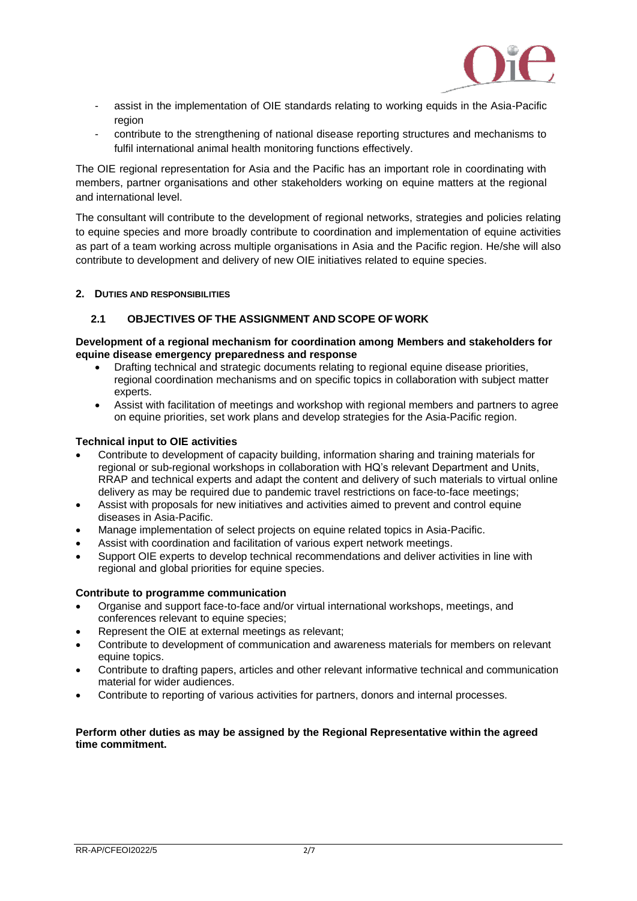- assist in the implementation of OIE standards relating to working equids in the Asia-Pacific region
- contribute to the strengthening of national disease reporting structures and mechanisms to fulfil international animal health monitoring functions effectively.

The OIE regional representation for Asia and the Pacific has an important role in coordinating with members, partner organisations and other stakeholders working on equine matters at the regional and international level.

The consultant will contribute to the development of regional networks, strategies and policies relating to equine species and more broadly contribute to coordination and implementation of equine activities as part of a team working across multiple organisations in Asia and the Pacific region. He/she will also contribute to development and delivery of new OIE initiatives related to equine species.

## 2. DUTIES AND RESPONSIBILITIES

### 2.1 OBJECTIVES OF THE ASSIGNMENT AND SCOPE OF WORK

**Development of a regional mechanism for coordination among Members and stakeholders for equine disease emergency preparedness and response**

- Drafting technical and strategic documents relating to regional equine disease priorities, regional coordination mechanisms and on specific topics in collaboration with subject matter experts.
- Assist with facilitation of meetings and workshop with regional members and partners to agree on equine priorities, set work plans and develop strategies for the Asia-Pacific region.

**Technical input to OIE activities**

- Contribute to development of capacity building, information sharing and training materials for regional or sub-regional workshops in collaboration with HQ's relevant Department and Units, RRAP and technical experts and adapt the content and delivery of such materials to virtual online delivery as may be required due to pandemic travel restrictions on face-to-face meetings;
- Assist with proposals for new initiatives and activities aimed to prevent and control equine diseases in Asia-Pacific.
- Manage implementation of select projects on equine related topics in Asia-Pacific.
- Assist with coordination and facilitation of various expert network meetings.
- Support OIE experts to develop technical recommendations and deliver activities in line with regional and global priorities for equine species.

**Contribute to programme communication**

- Organise and support face-to-face and/or virtual international workshops, meetings, and conferences relevant to equine species;
- Represent the OIE at external meetings as relevant;
- Contribute to development of communication and awareness materials for members on relevant equine topics.
- Contribute to drafting papers, articles and other relevant informative technical and communication material for wider audiences.
- Contribute to reporting of various activities for partners, donors and internal processes.

**Perform other duties as may be assigned by the Regional Representative within the agreed time commitment.**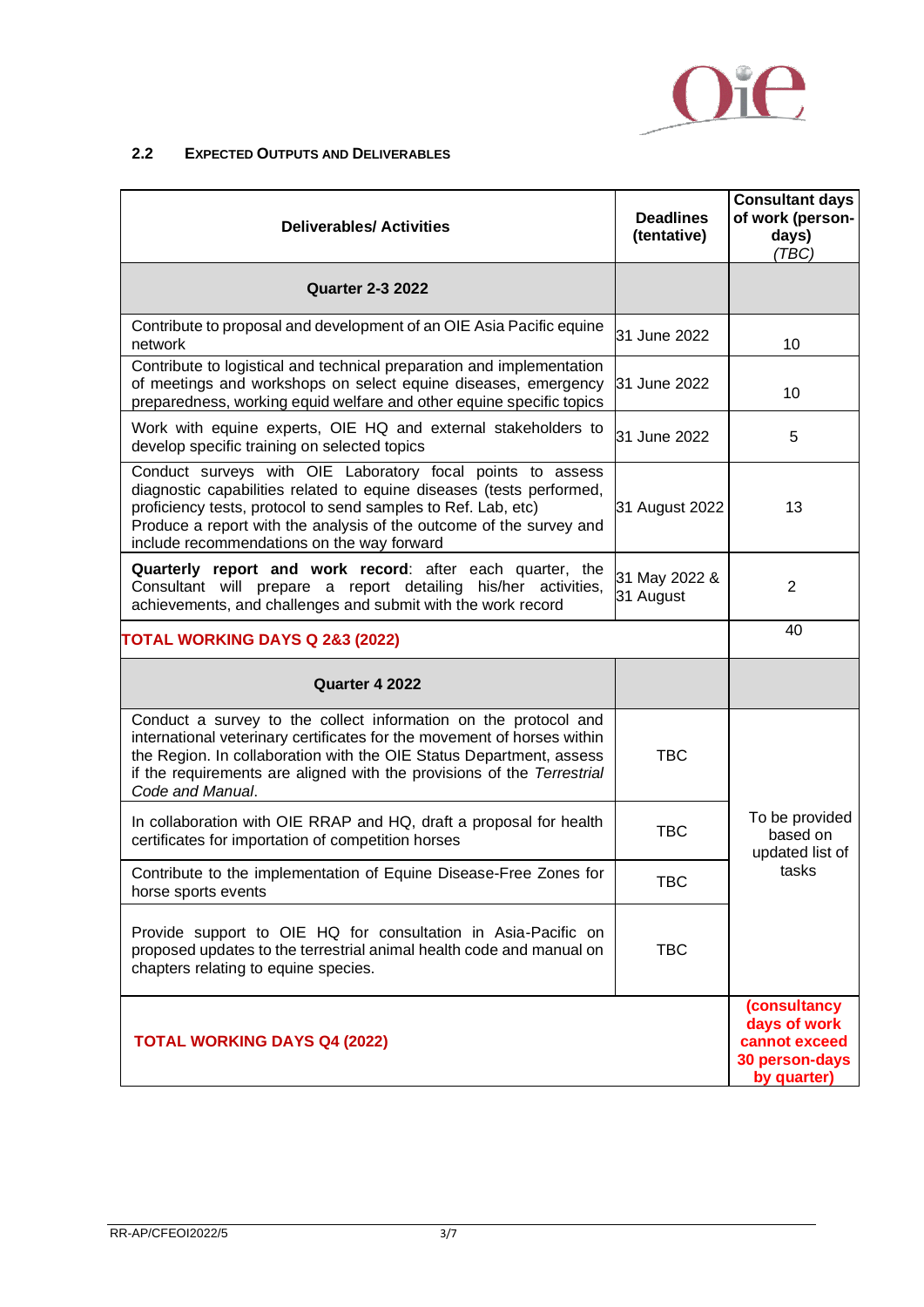### 2.2 EXPECTED OUTPUTS AND DELIVERABLES

| Deliverables/ Activities | Deadlines (tentative) | Consultant days of work (person-days) *(TBC)* |
|---|---|---|
| **Quarter 2-3 2022** | | |
| Contribute to proposal and development of an OIE Asia Pacific equine network | 31 June 2022 | 10 |
| Contribute to logistical and technical preparation and implementation of meetings and workshops on select equine diseases, emergency preparedness, working equid welfare and other equine specific topics | 31 June 2022 | 10 |
| Work with equine experts, OIE HQ and external stakeholders to develop specific training on selected topics | 31 June 2022 | 5 |
| Conduct surveys with OIE Laboratory focal points to assess diagnostic capabilities related to equine diseases (tests performed, proficiency tests, protocol to send samples to Ref. Lab, etc) Produce a report with the analysis of the outcome of the survey and include recommendations on the way forward | 31 August 2022 | 13 |
| **Quarterly report and work record**: after each quarter, the Consultant will prepare a report detailing his/her activities, achievements, and challenges and submit with the work record | 31 May 2022 & 31 August | 2 |
| **TOTAL WORKING DAYS Q 2&3 (2022)** | | 40 |
| **Quarter 4 2022** | | |
| Conduct a survey to the collect information on the protocol and international veterinary certificates for the movement of horses within the Region. In collaboration with the OIE Status Department, assess if the requirements are aligned with the provisions of the *Terrestrial Code and Manual*. | TBC | To be provided based on updated list of tasks |
| In collaboration with OIE RRAP and HQ, draft a proposal for health certificates for importation of competition horses | TBC | |
| Contribute to the implementation of Equine Disease-Free Zones for horse sports events | TBC | |
| Provide support to OIE HQ for consultation in Asia-Pacific on proposed updates to the terrestrial animal health code and manual on chapters relating to equine species. | TBC | |
| **TOTAL WORKING DAYS Q4 (2022)** | | **(consultancy days of work cannot exceed 30 person-days by quarter)** |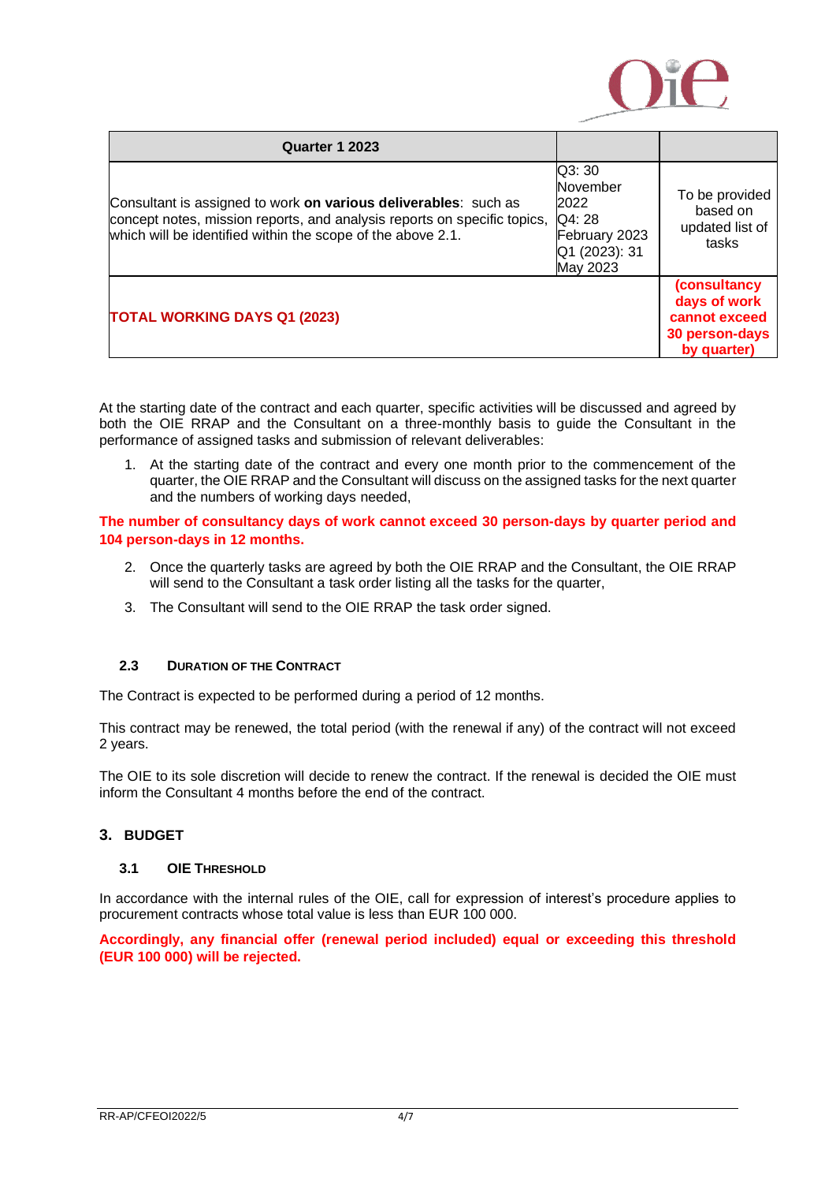| Quarter 1 2023 | | |
|---|---|---|
| Consultant is assigned to work **on various deliverables**: such as concept notes, mission reports, and analysis reports on specific topics, which will be identified within the scope of the above 2.1. | Q3: 30 November 2022<br>Q4: 28 February 2023<br>Q1 (2023): 31 May 2023 | To be provided based on updated list of tasks |
| **TOTAL WORKING DAYS Q1 (2023)** | | **(consultancy days of work cannot exceed 30 person-days by quarter)** |

At the starting date of the contract and each quarter, specific activities will be discussed and agreed by both the OIE RRAP and the Consultant on a three-monthly basis to guide the Consultant in the performance of assigned tasks and submission of relevant deliverables:

1. At the starting date of the contract and every one month prior to the commencement of the quarter, the OIE RRAP and the Consultant will discuss on the assigned tasks for the next quarter and the numbers of working days needed,

**The number of consultancy days of work cannot exceed 30 person-days by quarter period and 104 person-days in 12 months.**

2. Once the quarterly tasks are agreed by both the OIE RRAP and the Consultant, the OIE RRAP will send to the Consultant a task order listing all the tasks for the quarter,
3. The Consultant will send to the OIE RRAP the task order signed.

### 2.3 Duration of the Contract

The Contract is expected to be performed during a period of 12 months.

This contract may be renewed, the total period (with the renewal if any) of the contract will not exceed 2 years.

The OIE to its sole discretion will decide to renew the contract. If the renewal is decided the OIE must inform the Consultant 4 months before the end of the contract.

## 3. BUDGET

### 3.1 OIE Threshold

In accordance with the internal rules of the OIE, call for expression of interest's procedure applies to procurement contracts whose total value is less than EUR 100 000.

**Accordingly, any financial offer (renewal period included) equal or exceeding this threshold (EUR 100 000) will be rejected.**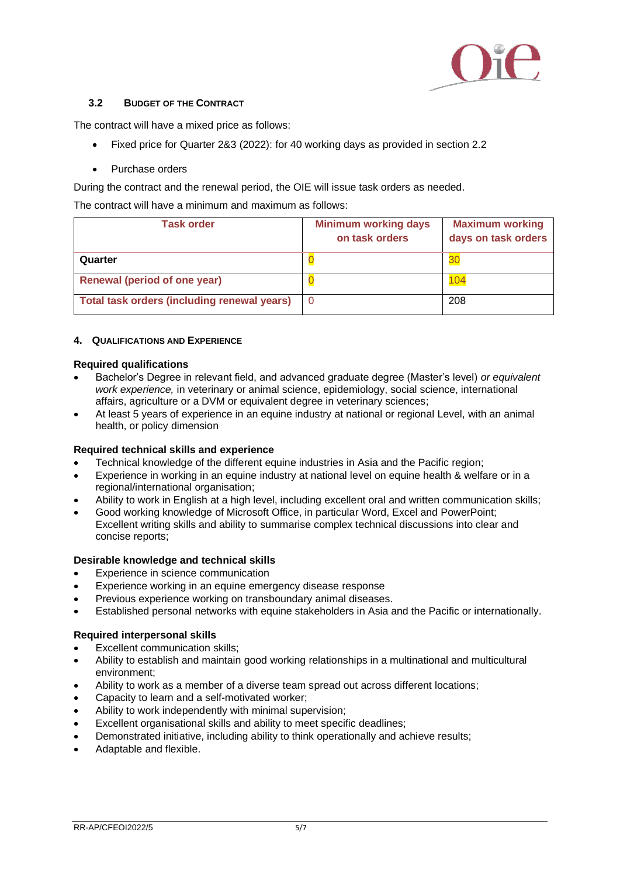### 3.2 Budget of the Contract

The contract will have a mixed price as follows:

- Fixed price for Quarter 2&3 (2022): for 40 working days as provided in section 2.2
- Purchase orders

During the contract and the renewal period, the OIE will issue task orders as needed.

The contract will have a minimum and maximum as follows:

| Task order | Minimum working days on task orders | Maximum working days on task orders |
|---|---|---|
| **Quarter** | 0 | 30 |
| **Renewal (period of one year)** | 0 | 104 |
| **Total task orders (including renewal years)** | 0 | 208 |

## 4. Qualifications and Experience

**Required qualifications**

- Bachelor's Degree in relevant field, and advanced graduate degree (Master's level) *or equivalent work experience,* in veterinary or animal science, epidemiology, social science, international affairs, agriculture or a DVM or equivalent degree in veterinary sciences;
- At least 5 years of experience in an equine industry at national or regional Level, with an animal health, or policy dimension

**Required technical skills and experience**

- Technical knowledge of the different equine industries in Asia and the Pacific region;
- Experience in working in an equine industry at national level on equine health & welfare or in a regional/international organisation;
- Ability to work in English at a high level, including excellent oral and written communication skills;
- Good working knowledge of Microsoft Office, in particular Word, Excel and PowerPoint; Excellent writing skills and ability to summarise complex technical discussions into clear and concise reports;

**Desirable knowledge and technical skills**

- Experience in science communication
- Experience working in an equine emergency disease response
- Previous experience working on transboundary animal diseases.
- Established personal networks with equine stakeholders in Asia and the Pacific or internationally.

**Required interpersonal skills**

- Excellent communication skills;
- Ability to establish and maintain good working relationships in a multinational and multicultural environment;
- Ability to work as a member of a diverse team spread out across different locations;
- Capacity to learn and a self-motivated worker;
- Ability to work independently with minimal supervision;
- Excellent organisational skills and ability to meet specific deadlines;
- Demonstrated initiative, including ability to think operationally and achieve results;
- Adaptable and flexible.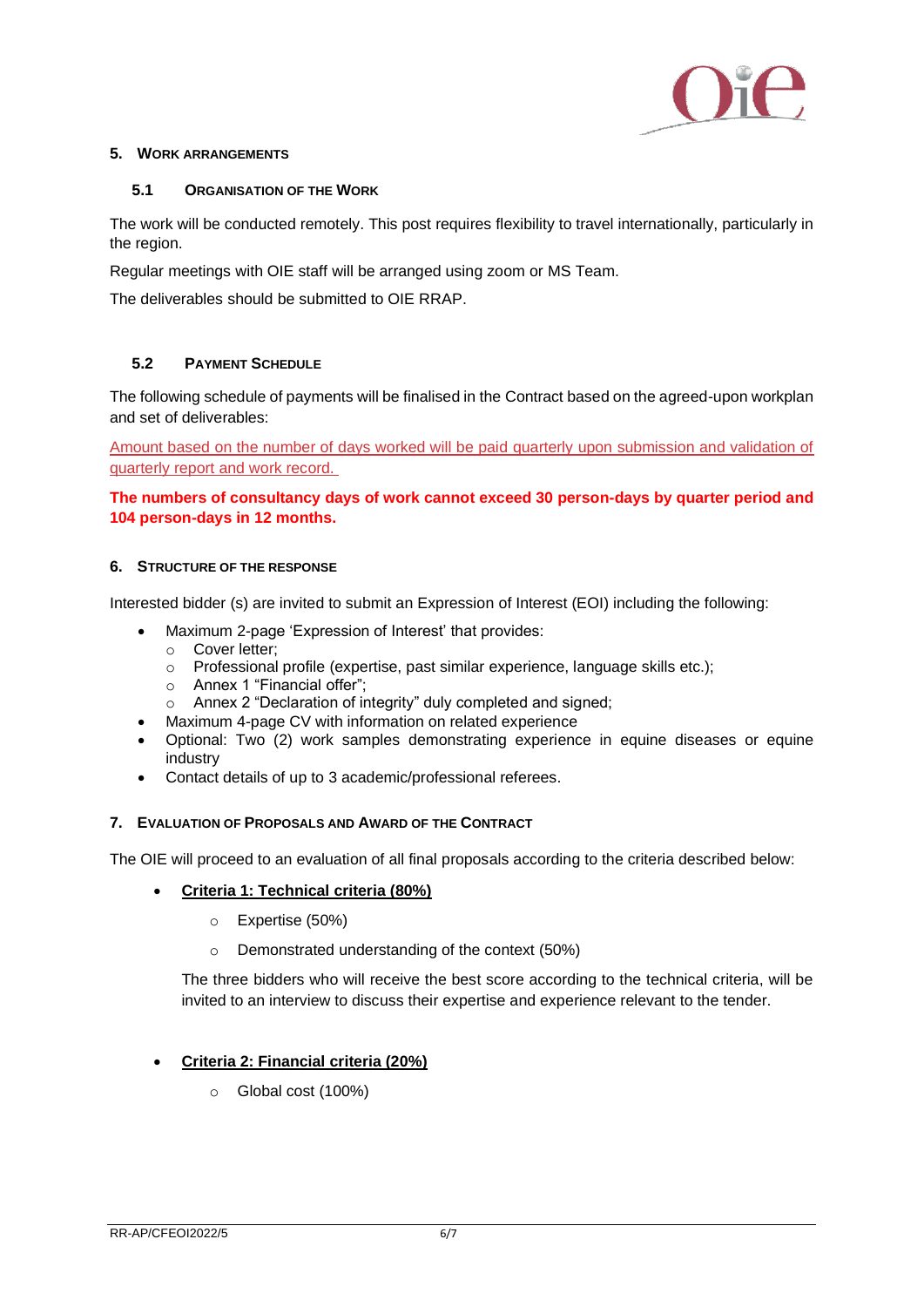## 5. Work Arrangements

### 5.1 Organisation of the Work

The work will be conducted remotely. This post requires flexibility to travel internationally, particularly in the region.

Regular meetings with OIE staff will be arranged using zoom or MS Team.

The deliverables should be submitted to OIE RRAP.

### 5.2 Payment Schedule

The following schedule of payments will be finalised in the Contract based on the agreed-upon workplan and set of deliverables:

Amount based on the number of days worked will be paid quarterly upon submission and validation of quarterly report and work record.

**The numbers of consultancy days of work cannot exceed 30 person-days by quarter period and 104 person-days in 12 months.**

## 6. Structure of the Response

Interested bidder (s) are invited to submit an Expression of Interest (EOI) including the following:

- Maximum 2-page 'Expression of Interest' that provides:
  - Cover letter;
  - Professional profile (expertise, past similar experience, language skills etc.);
  - Annex 1 "Financial offer";
  - Annex 2 "Declaration of integrity" duly completed and signed;
- Maximum 4-page CV with information on related experience
- Optional: Two (2) work samples demonstrating experience in equine diseases or equine industry
- Contact details of up to 3 academic/professional referees.

## 7. Evaluation of Proposals and Award of the Contract

The OIE will proceed to an evaluation of all final proposals according to the criteria described below:

- **Criteria 1: Technical criteria (80%)**
  - Expertise (50%)
  - Demonstrated understanding of the context (50%)

  The three bidders who will receive the best score according to the technical criteria, will be invited to an interview to discuss their expertise and experience relevant to the tender.

- **Criteria 2: Financial criteria (20%)**
  - Global cost (100%)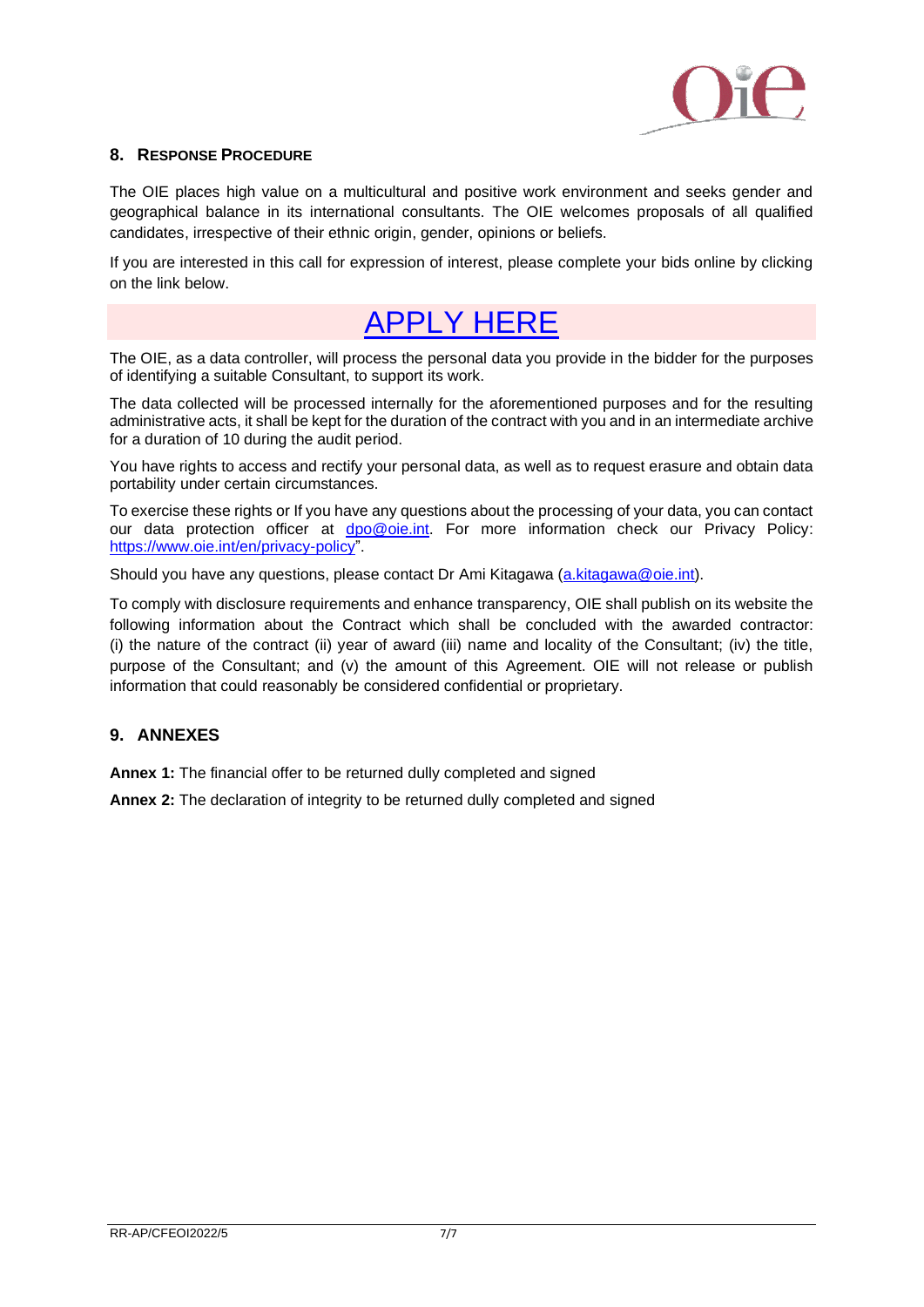## 8. Response Procedure

The OIE places high value on a multicultural and positive work environment and seeks gender and geographical balance in its international consultants. The OIE welcomes proposals of all qualified candidates, irrespective of their ethnic origin, gender, opinions or beliefs.

If you are interested in this call for expression of interest, please complete your bids online by clicking on the link below.

APPLY HERE

The OIE, as a data controller, will process the personal data you provide in the bidder for the purposes of identifying a suitable Consultant, to support its work.

The data collected will be processed internally for the aforementioned purposes and for the resulting administrative acts, it shall be kept for the duration of the contract with you and in an intermediate archive for a duration of 10 during the audit period.

You have rights to access and rectify your personal data, as well as to request erasure and obtain data portability under certain circumstances.

To exercise these rights or If you have any questions about the processing of your data, you can contact our data protection officer at dpo@oie.int. For more information check our Privacy Policy: https://www.oie.int/en/privacy-policy".

Should you have any questions, please contact Dr Ami Kitagawa (a.kitagawa@oie.int).

To comply with disclosure requirements and enhance transparency, OIE shall publish on its website the following information about the Contract which shall be concluded with the awarded contractor: (i) the nature of the contract (ii) year of award (iii) name and locality of the Consultant; (iv) the title, purpose of the Consultant; and (v) the amount of this Agreement. OIE will not release or publish information that could reasonably be considered confidential or proprietary.

## 9. ANNEXES

**Annex 1:** The financial offer to be returned dully completed and signed

**Annex 2:** The declaration of integrity to be returned dully completed and signed